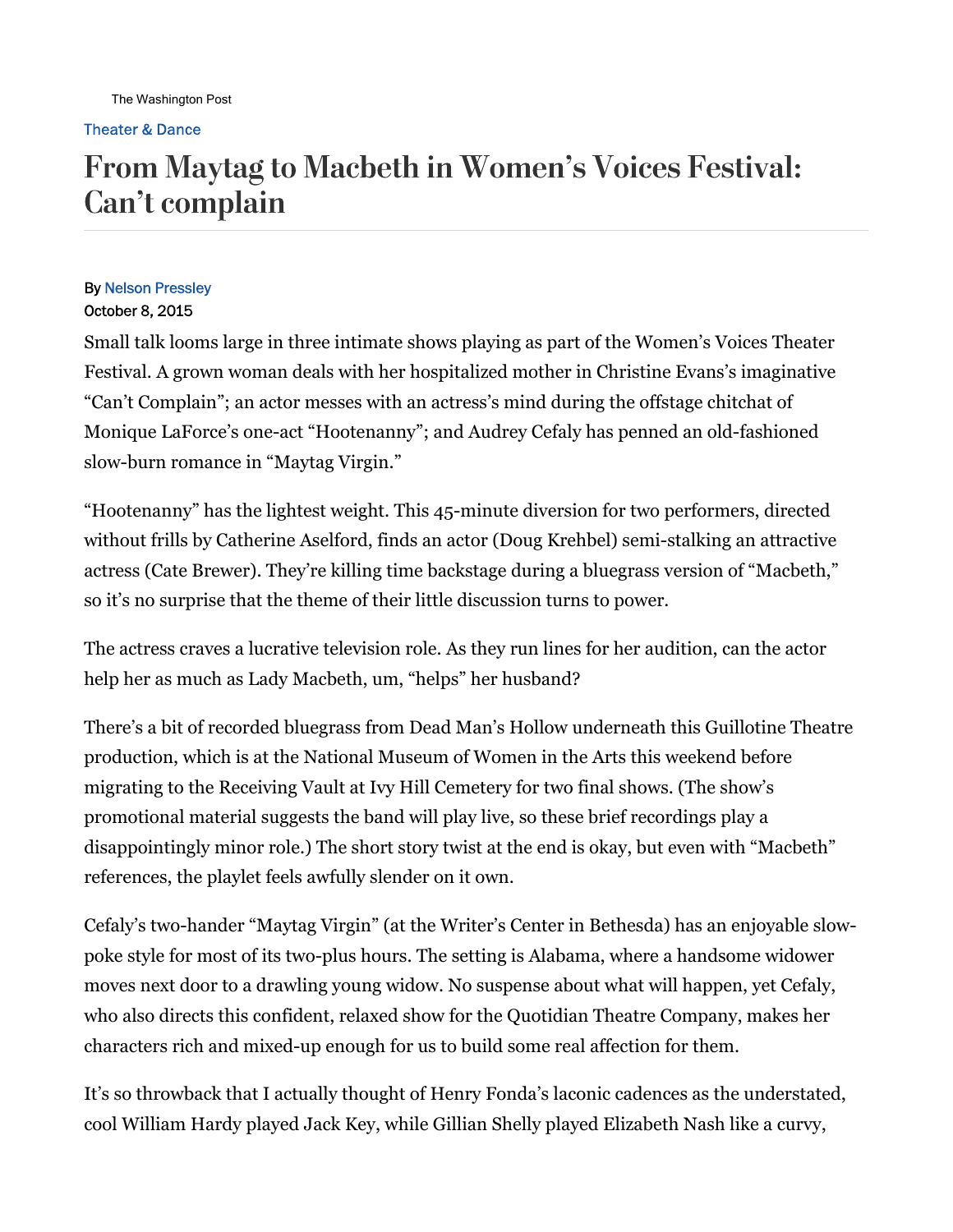The Washington Post

Theater & Dance

# From Maytag to Macbeth in Women's Voices Festival: Can't complain

By Nelson Pressley
October 8, 2015

Small talk looms large in three intimate shows playing as part of the Women's Voices Theater Festival. A grown woman deals with her hospitalized mother in Christine Evans's imaginative "Can't Complain"; an actor messes with an actress's mind during the offstage chitchat of Monique LaForce's one-act "Hootenanny"; and Audrey Cefaly has penned an old-fashioned slow-burn romance in "Maytag Virgin."

"Hootenanny" has the lightest weight. This 45-minute diversion for two performers, directed without frills by Catherine Aselford, finds an actor (Doug Krehbel) semi-stalking an attractive actress (Cate Brewer). They're killing time backstage during a bluegrass version of "Macbeth," so it's no surprise that the theme of their little discussion turns to power.

The actress craves a lucrative television role. As they run lines for her audition, can the actor help her as much as Lady Macbeth, um, "helps" her husband?

There's a bit of recorded bluegrass from Dead Man's Hollow underneath this Guillotine Theatre production, which is at the National Museum of Women in the Arts this weekend before migrating to the Receiving Vault at Ivy Hill Cemetery for two final shows. (The show's promotional material suggests the band will play live, so these brief recordings play a disappointingly minor role.) The short story twist at the end is okay, but even with "Macbeth" references, the playlet feels awfully slender on it own.

Cefaly's two-hander "Maytag Virgin" (at the Writer's Center in Bethesda) has an enjoyable slow-poke style for most of its two-plus hours. The setting is Alabama, where a handsome widower moves next door to a drawling young widow. No suspense about what will happen, yet Cefaly, who also directs this confident, relaxed show for the Quotidian Theatre Company, makes her characters rich and mixed-up enough for us to build some real affection for them.

It's so throwback that I actually thought of Henry Fonda's laconic cadences as the understated, cool William Hardy played Jack Key, while Gillian Shelly played Elizabeth Nash like a curvy,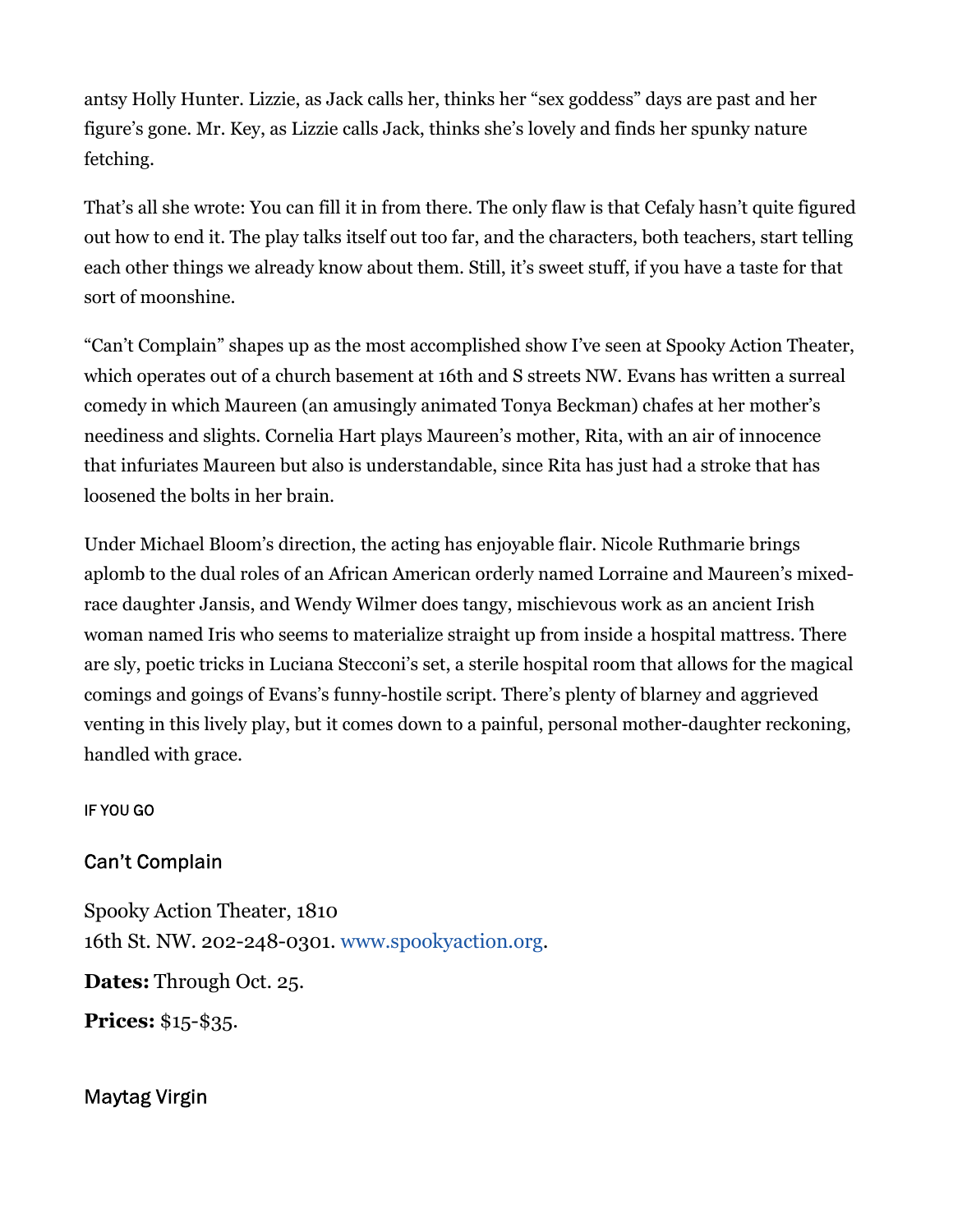antsy Holly Hunter. Lizzie, as Jack calls her, thinks her “sex goddess” days are past and her figure’s gone. Mr. Key, as Lizzie calls Jack, thinks she’s lovely and finds her spunky nature fetching.

That’s all she wrote: You can fill it in from there. The only flaw is that Cefaly hasn’t quite figured out how to end it. The play talks itself out too far, and the characters, both teachers, start telling each other things we already know about them. Still, it’s sweet stuff, if you have a taste for that sort of moonshine.

“Can’t Complain” shapes up as the most accomplished show I’ve seen at Spooky Action Theater, which operates out of a church basement at 16th and S streets NW. Evans has written a surreal comedy in which Maureen (an amusingly animated Tonya Beckman) chafes at her mother’s neediness and slights. Cornelia Hart plays Maureen’s mother, Rita, with an air of innocence that infuriates Maureen but also is understandable, since Rita has just had a stroke that has loosened the bolts in her brain.

Under Michael Bloom’s direction, the acting has enjoyable flair. Nicole Ruthmarie brings aplomb to the dual roles of an African American orderly named Lorraine and Maureen’s mixed-race daughter Jansis, and Wendy Wilmer does tangy, mischievous work as an ancient Irish woman named Iris who seems to materialize straight up from inside a hospital mattress. There are sly, poetic tricks in Luciana Stecconi’s set, a sterile hospital room that allows for the magical comings and goings of Evans’s funny-hostile script. There’s plenty of blarney and aggrieved venting in this lively play, but it comes down to a painful, personal mother-daughter reckoning, handled with grace.

IF YOU GO

### Can’t Complain

Spooky Action Theater, 1810
16th St. NW. 202-248-0301. www.spookyaction.org.

**Dates:** Through Oct. 25.

**Prices:** $15-$35.

### Maytag Virgin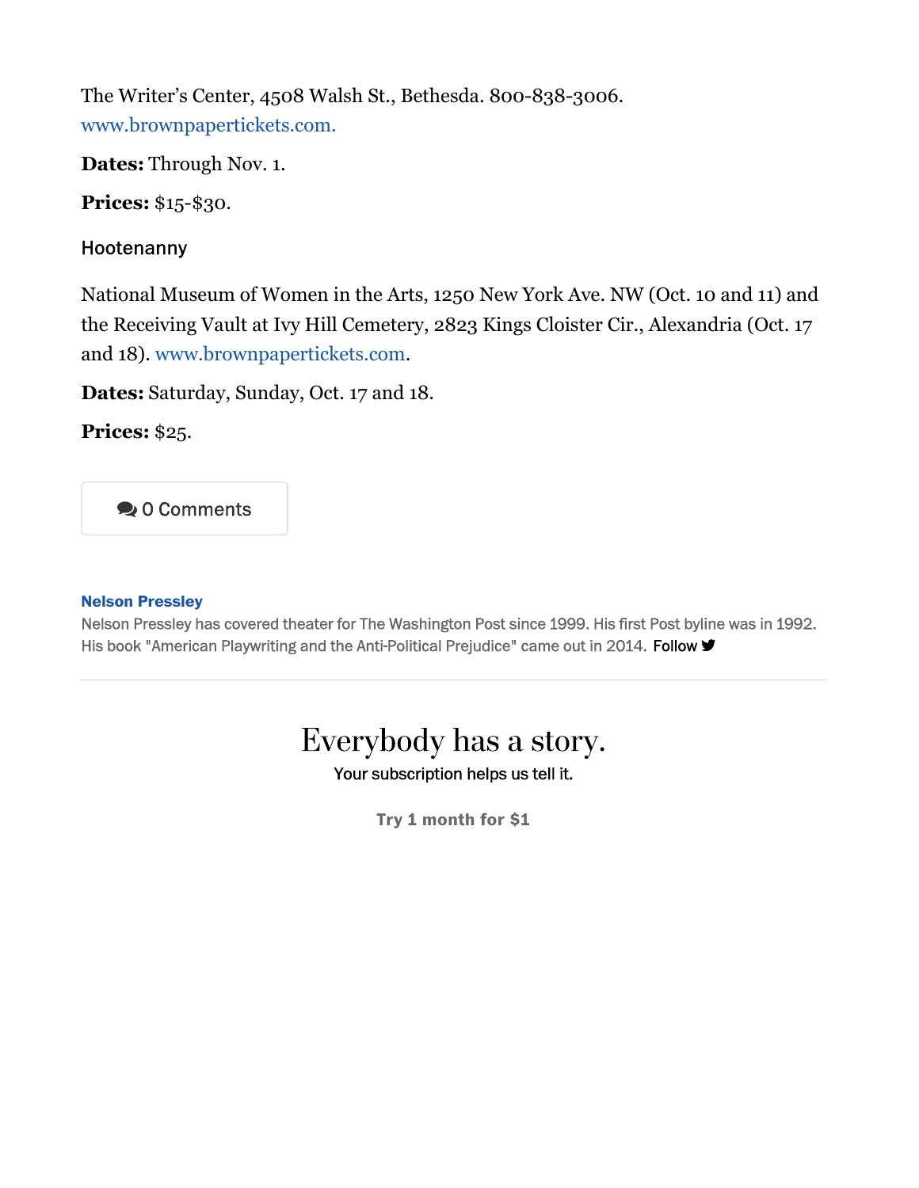The Writer's Center, 4508 Walsh St., Bethesda. 800-838-3006. www.brownpapertickets.com.

**Dates:** Through Nov. 1.

**Prices:** $15-$30.

### Hootenanny

National Museum of Women in the Arts, 1250 New York Ave. NW (Oct. 10 and 11) and the Receiving Vault at Ivy Hill Cemetery, 2823 Kings Cloister Cir., Alexandria (Oct. 17 and 18). www.brownpapertickets.com.

**Dates:** Saturday, Sunday, Oct. 17 and 18.

**Prices:** $25.

0 Comments

**Nelson Pressley**

Nelson Pressley has covered theater for The Washington Post since 1999. His first Post byline was in 1992. His book "American Playwriting and the Anti-Political Prejudice" came out in 2014. Follow

Everybody has a story.

Your subscription helps us tell it.

Try 1 month for $1